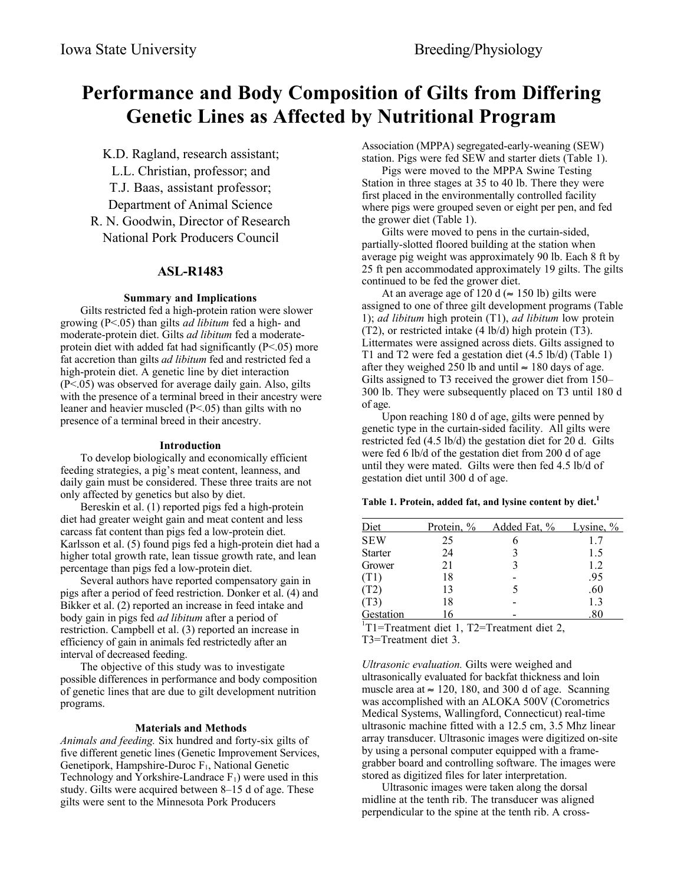# Performance and Body Composition of Gilts from Differing Genetic Lines as Affected by Nutritional Program

K.D. Ragland, research assistant;
L.L. Christian, professor; and
T.J. Baas, assistant professor;
Department of Animal Science
R. N. Goodwin, Director of Research
National Pork Producers Council

## ASL-R1483

### Summary and Implications

Gilts restricted fed a high-protein ration were slower growing (P<.05) than gilts *ad libitum* fed a high- and moderate-protein diet. Gilts *ad libitum* fed a moderate-protein diet with added fat had significantly (P<.05) more fat accretion than gilts *ad libitum* fed and restricted fed a high-protein diet. A genetic line by diet interaction (P<.05) was observed for average daily gain. Also, gilts with the presence of a terminal breed in their ancestry were leaner and heavier muscled (P<.05) than gilts with no presence of a terminal breed in their ancestry.

### Introduction

To develop biologically and economically efficient feeding strategies, a pig's meat content, leanness, and daily gain must be considered. These three traits are not only affected by genetics but also by diet.

Bereskin et al. (1) reported pigs fed a high-protein diet had greater weight gain and meat content and less carcass fat content than pigs fed a low-protein diet. Karlsson et al. (5) found pigs fed a high-protein diet had a higher total growth rate, lean tissue growth rate, and lean percentage than pigs fed a low-protein diet.

Several authors have reported compensatory gain in pigs after a period of feed restriction. Donker et al. (4) and Bikker et al. (2) reported an increase in feed intake and body gain in pigs fed *ad libitum* after a period of restriction. Campbell et al. (3) reported an increase in efficiency of gain in animals fed restrictedly after an interval of decreased feeding.

The objective of this study was to investigate possible differences in performance and body composition of genetic lines that are due to gilt development nutrition programs.

### Materials and Methods

*Animals and feeding.* Six hundred and forty-six gilts of five different genetic lines (Genetic Improvement Services, Genetipork, Hampshire-Duroc $F_1$, National Genetic Technology and Yorkshire-Landrace $F_1$) were used in this study. Gilts were acquired between 8–15 d of age. These gilts were sent to the Minnesota Pork Producers Association (MPPA) segregated-early-weaning (SEW) station. Pigs were fed SEW and starter diets (Table 1).

Pigs were moved to the MPPA Swine Testing Station in three stages at 35 to 40 lb. There they were first placed in the environmentally controlled facility where pigs were grouped seven or eight per pen, and fed the grower diet (Table 1).

Gilts were moved to pens in the curtain-sided, partially-slotted floored building at the station when average pig weight was approximately 90 lb. Each 8 ft by 25 ft pen accommodated approximately 19 gilts. The gilts continued to be fed the grower diet.

At an average age of 120 d (≈ 150 lb) gilts were assigned to one of three gilt development programs (Table 1); *ad libitum* high protein (T1), *ad libitum* low protein (T2), or restricted intake (4 lb/d) high protein (T3). Littermates were assigned across diets. Gilts assigned to T1 and T2 were fed a gestation diet (4.5 lb/d) (Table 1) after they weighed 250 lb and until ≈ 180 days of age. Gilts assigned to T3 received the grower diet from 150–300 lb. They were subsequently placed on T3 until 180 d of age.

Upon reaching 180 d of age, gilts were penned by genetic type in the curtain-sided facility. All gilts were restricted fed (4.5 lb/d) the gestation diet for 20 d. Gilts were fed 6 lb/d of the gestation diet from 200 d of age until they were mated. Gilts were then fed 4.5 lb/d of gestation diet until 300 d of age.

**Table 1. Protein, added fat, and lysine content by diet.[1]**

| Diet | Protein, % | Added Fat, % | Lysine, % |
|---|---|---|---|
| SEW | 25 | 6 | 1.7 |
| Starter | 24 | 3 | 1.5 |
| Grower | 21 | 3 | 1.2 |
| (T1) | 18 | - | .95 |
| (T2) | 13 | 5 | .60 |
| (T3) | 18 | - | 1.3 |
| Gestation | 16 | - | .80 |

[1]T1=Treatment diet 1, T2=Treatment diet 2, T3=Treatment diet 3.

*Ultrasonic evaluation.* Gilts were weighed and ultrasonically evaluated for backfat thickness and loin muscle area at ≈ 120, 180, and 300 d of age. Scanning was accomplished with an ALOKA 500V (Corometrics Medical Systems, Wallingford, Connecticut) real-time ultrasonic machine fitted with a 12.5 cm, 3.5 Mhz linear array transducer. Ultrasonic images were digitized on-site by using a personal computer equipped with a frame-grabber board and controlling software. The images were stored as digitized files for later interpretation.

Ultrasonic images were taken along the dorsal midline at the tenth rib. The transducer was aligned perpendicular to the spine at the tenth rib. A cross-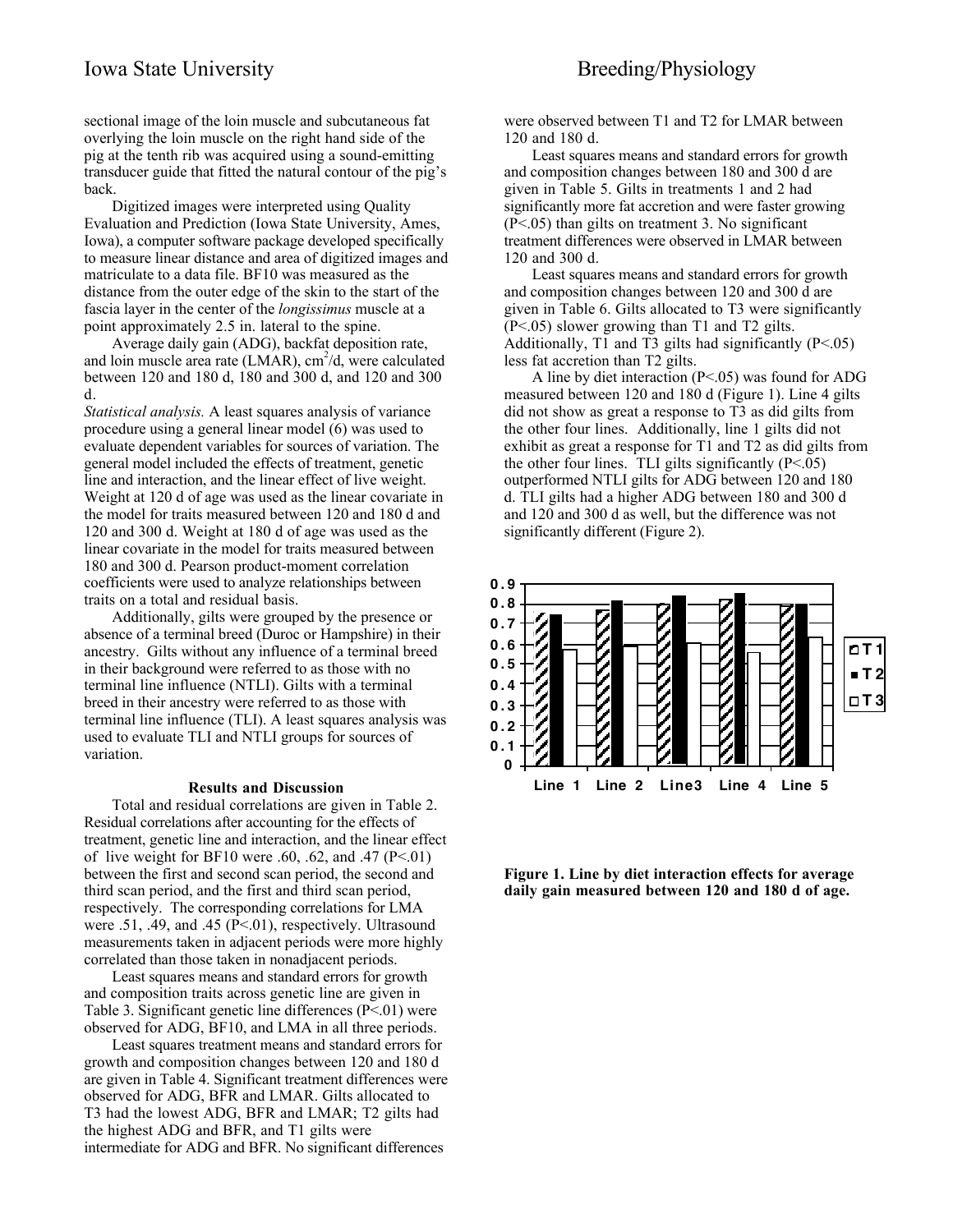sectional image of the loin muscle and subcutaneous fat overlying the loin muscle on the right hand side of the pig at the tenth rib was acquired using a sound-emitting transducer guide that fitted the natural contour of the pig's back.

Digitized images were interpreted using Quality Evaluation and Prediction (Iowa State University, Ames, Iowa), a computer software package developed specifically to measure linear distance and area of digitized images and matriculate to a data file. BF10 was measured as the distance from the outer edge of the skin to the start of the fascia layer in the center of the *longissimus* muscle at a point approximately 2.5 in. lateral to the spine.

Average daily gain (ADG), backfat deposition rate, and loin muscle area rate (LMAR), $cm^2$/d, were calculated between 120 and 180 d, 180 and 300 d, and 120 and 300 d.

*Statistical analysis.* A least squares analysis of variance procedure using a general linear model (6) was used to evaluate dependent variables for sources of variation. The general model included the effects of treatment, genetic line and interaction, and the linear effect of live weight. Weight at 120 d of age was used as the linear covariate in the model for traits measured between 120 and 180 d and 120 and 300 d. Weight at 180 d of age was used as the linear covariate in the model for traits measured between 180 and 300 d. Pearson product-moment correlation coefficients were used to analyze relationships between traits on a total and residual basis.

Additionally, gilts were grouped by the presence or absence of a terminal breed (Duroc or Hampshire) in their ancestry. Gilts without any influence of a terminal breed in their background were referred to as those with no terminal line influence (NTLI). Gilts with a terminal breed in their ancestry were referred to as those with terminal line influence (TLI). A least squares analysis was used to evaluate TLI and NTLI groups for sources of variation.

## Results and Discussion

Total and residual correlations are given in Table 2. Residual correlations after accounting for the effects of treatment, genetic line and interaction, and the linear effect of live weight for BF10 were .60, .62, and .47 ($P<.01$) between the first and second scan period, the second and third scan period, and the first and third scan period, respectively. The corresponding correlations for LMA were .51, .49, and .45 ($P<.01$), respectively. Ultrasound measurements taken in adjacent periods were more highly correlated than those taken in nonadjacent periods.

Least squares means and standard errors for growth and composition traits across genetic line are given in Table 3. Significant genetic line differences ($P<.01$) were observed for ADG, BF10, and LMA in all three periods.

Least squares treatment means and standard errors for growth and composition changes between 120 and 180 d are given in Table 4. Significant treatment differences were observed for ADG, BFR and LMAR. Gilts allocated to T3 had the lowest ADG, BFR and LMAR; T2 gilts had the highest ADG and BFR, and T1 gilts were intermediate for ADG and BFR. No significant differences were observed between T1 and T2 for LMAR between 120 and 180 d.

Least squares means and standard errors for growth and composition changes between 180 and 300 d are given in Table 5. Gilts in treatments 1 and 2 had significantly more fat accretion and were faster growing ($P<.05$) than gilts on treatment 3. No significant treatment differences were observed in LMAR between 120 and 300 d.

Least squares means and standard errors for growth and composition changes between 120 and 300 d are given in Table 6. Gilts allocated to T3 were significantly ($P<.05$) slower growing than T1 and T2 gilts. Additionally, T1 and T3 gilts had significantly ($P<.05$) less fat accretion than T2 gilts.

A line by diet interaction ($P<.05$) was found for ADG measured between 120 and 180 d (Figure 1). Line 4 gilts did not show as great a response to T3 as did gilts from the other four lines. Additionally, line 1 gilts did not exhibit as great a response for T1 and T2 as did gilts from the other four lines. TLI gilts significantly ($P<.05$) outperformed NTLI gilts for ADG between 120 and 180 d. TLI gilts had a higher ADG between 180 and 300 d and 120 and 300 d as well, but the difference was not significantly different (Figure 2).

**Figure 1. Line by diet interaction effects for average daily gain measured between 120 and 180 d of age.**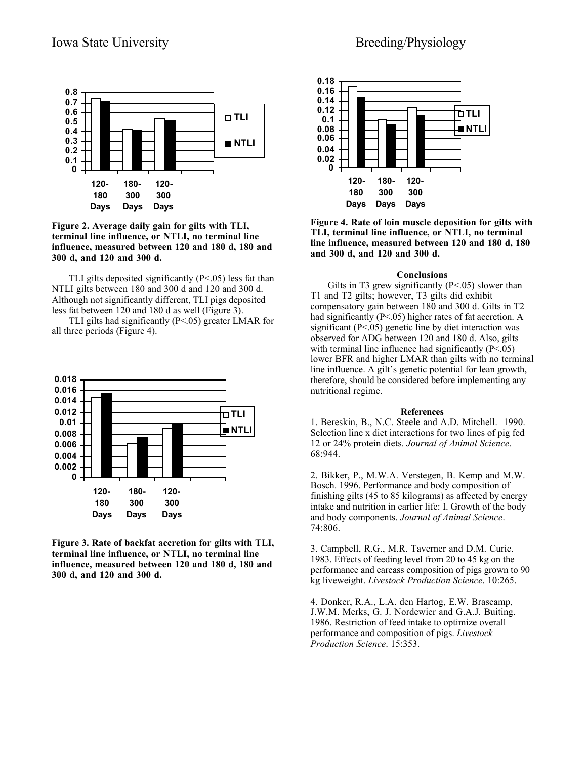Figure 2. Average daily gain for gilts with TLI, terminal line influence, or NTLI, no terminal line influence, measured between 120 and 180 d, 180 and 300 d, and 120 and 300 d.

TLI gilts deposited significantly (P<.05) less fat than NTLI gilts between 180 and 300 d and 120 and 300 d. Although not significantly different, TLI pigs deposited less fat between 120 and 180 d as well (Figure 3).

TLI gilts had significantly (P<.05) greater LMAR for all three periods (Figure 4).

Figure 3. Rate of backfat accretion for gilts with TLI, terminal line influence, or NTLI, no terminal line influence, measured between 120 and 180 d, 180 and 300 d, and 120 and 300 d.

Figure 4. Rate of loin muscle deposition for gilts with TLI, terminal line influence, or NTLI, no terminal line influence, measured between 120 and 180 d, 180 and 300 d, and 120 and 300 d.

### Conclusions

Gilts in T3 grew significantly (P<.05) slower than T1 and T2 gilts; however, T3 gilts did exhibit compensatory gain between 180 and 300 d. Gilts in T2 had significantly (P<.05) higher rates of fat accretion. A significant (P<.05) genetic line by diet interaction was observed for ADG between 120 and 180 d. Also, gilts with terminal line influence had significantly (P<.05) lower BFR and higher LMAR than gilts with no terminal line influence. A gilt's genetic potential for lean growth, therefore, should be considered before implementing any nutritional regime.

### References

1. Bereskin, B., N.C. Steele and A.D. Mitchell. 1990. Selection line x diet interactions for two lines of pig fed 12 or 24% protein diets. *Journal of Animal Science*. 68:944.

2. Bikker, P., M.W.A. Verstegen, B. Kemp and M.W. Bosch. 1996. Performance and body composition of finishing gilts (45 to 85 kilograms) as affected by energy intake and nutrition in earlier life: I. Growth of the body and body components. *Journal of Animal Science*. 74:806.

3. Campbell, R.G., M.R. Taverner and D.M. Curic. 1983. Effects of feeding level from 20 to 45 kg on the performance and carcass composition of pigs grown to 90 kg liveweight. *Livestock Production Science*. 10:265.

4. Donker, R.A., L.A. den Hartog, E.W. Brascamp, J.W.M. Merks, G. J. Nordewier and G.A.J. Buiting. 1986. Restriction of feed intake to optimize overall performance and composition of pigs. *Livestock Production Science*. 15:353.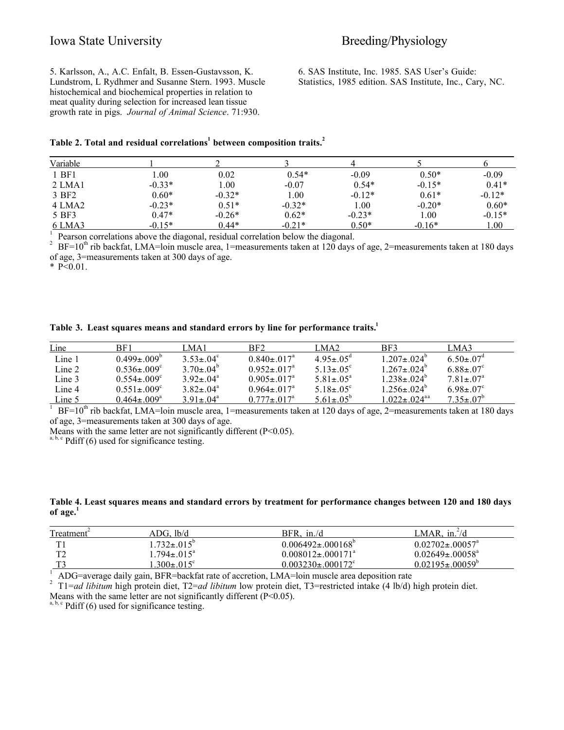5. Karlsson, A., A.C. Enfalt, B. Essen-Gustavsson, K. Lundstrom, L Rydhmer and Susanne Stern. 1993. Muscle histochemical and biochemical properties in relation to meat quality during selection for increased lean tissue growth rate in pigs. *Journal of Animal Science*. 71:930.

6. SAS Institute, Inc. 1985. SAS User's Guide: Statistics, 1985 edition. SAS Institute, Inc., Cary, NC.

**Table 2. Total and residual correlations[1] between composition traits.[2]**

| Variable | 1 | 2 | 3 | 4 | 5 | 6 |
|---|---|---|---|---|---|---|
| 1 BF1 | 1.00 | 0.02 | 0.54* | -0.09 | 0.50* | -0.09 |
| 2 LMA1 | -0.33* | 1.00 | -0.07 | 0.54* | -0.15* | 0.41* |
| 3 BF2 | 0.60* | -0.32* | 1.00 | -0.12* | 0.61* | -0.12* |
| 4 LMA2 | -0.23* | 0.51* | -0.32* | 1.00 | -0.20* | 0.60* |
| 5 BF3 | 0.47* | -0.26* | 0.62* | -0.23* | 1.00 | -0.15* |
| 6 LMA3 | -0.15* | 0.44* | -0.21* | 0.50* | -0.16* | 1.00 |

[1] Pearson correlations above the diagonal, residual correlation below the diagonal.
[2] BF=10th rib backfat, LMA=loin muscle area, 1=measurements taken at 120 days of age, 2=measurements taken at 180 days of age, 3=measurements taken at 300 days of age.
\* P<0.01.

**Table 3. Least squares means and standard errors by line for performance traits.[1]**

| Line | BF1 | LMA1 | BF2 | LMA2 | BF3 | LMA3 |
|---|---|---|---|---|---|---|
| Line 1 | 0.499±.009[b] | 3.53±.04[c] | 0.840±.017[a] | 4.95±.05[d] | 1.207±.024[b] | 6.50±.07[d] |
| Line 2 | 0.536±.009[c] | 3.70±.04[b] | 0.952±.017[a] | 5.13±.05[c] | 1.267±.024[b] | 6.88±.07[c] |
| Line 3 | 0.554±.009[c] | 3.92±.04[a] | 0.905±.017[a] | 5.81±.05[a] | 1.238±.024[b] | 7.81±.07[a] |
| Line 4 | 0.551±.009[c] | 3.82±.04[a] | 0.964±.017[a] | 5.18±.05[c] | 1.256±.024[b] | 6.98±.07[c] |
| Line 5 | 0.464±.009[a] | 3.91±.04[a] | 0.777±.017[a] | 5.61±.05[b] | 1.022±.024[aa] | 7.35±.07[b] |

[1] BF=10th rib backfat, LMA=loin muscle area, 1=measurements taken at 120 days of age, 2=measurements taken at 180 days of age, 3=measurements taken at 300 days of age.
Means with the same letter are not significantly different (P<0.05).
[a, b, c] Pdiff (6) used for significance testing.

**Table 4. Least squares means and standard errors by treatment for performance changes between 120 and 180 days of age.[1]**

| Treatment[2] | ADG, lb/d | BFR, in./d | LMAR, in.$^2$/d |
|---|---|---|---|
| T1 | 1.732±.015[b] | 0.006492±.000168[b] | 0.02702±.00057[a] |
| T2 | 1.794±.015[a] | 0.008012±.000171[a] | 0.02649±.00058[a] |
| T3 | 1.300±.015[c] | 0.003230±.000172[c] | 0.02195±.00059[b] |

[1] ADG=average daily gain, BFR=backfat rate of accretion, LMA=loin muscle area deposition rate
[2] T1=*ad libitum* high protein diet, T2=*ad libitum* low protein diet, T3=restricted intake (4 lb/d) high protein diet.
Means with the same letter are not significantly different (P<0.05).
[a, b, c] Pdiff (6) used for significance testing.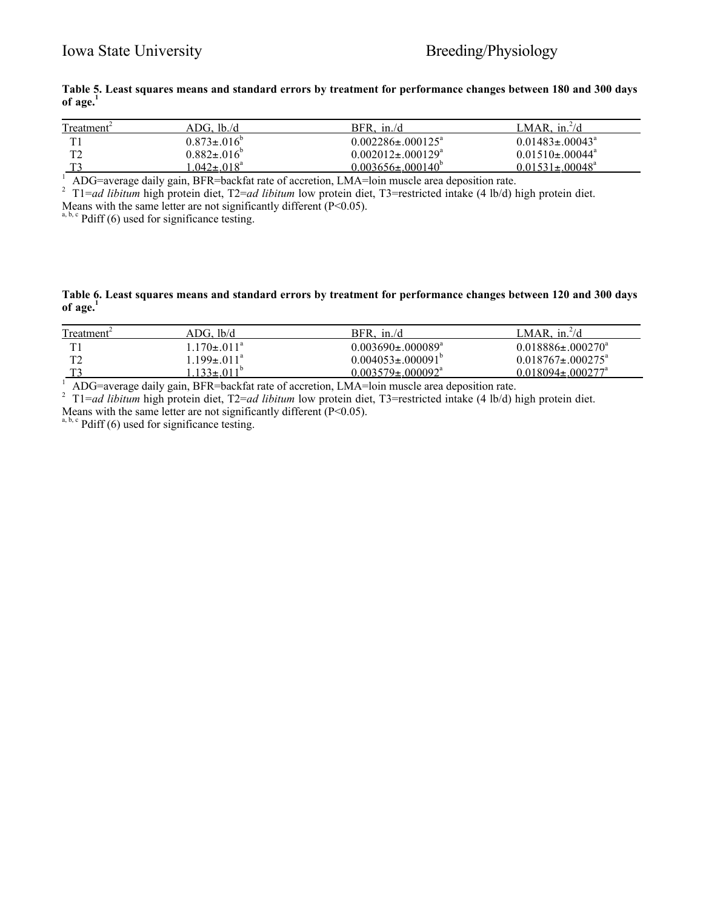**Table 5. Least squares means and standard errors by treatment for performance changes between 180 and 300 days of age.[1]**

| Treatment[2] | ADG, lb./d | BFR, in./d | LMAR, in.$^2$/d |
|---|---|---|---|
| T1 | 0.873±.016[b] | 0.002286±.000125[a] | 0.01483±.00043[a] |
| T2 | 0.882±.016[b] | 0.002012±.000129[a] | 0.01510±.00044[a] |
| T3 | 1.042±.018[a] | 0.003656±.000140[b] | 0.01531±.00048[a] |

[1] ADG=average daily gain, BFR=backfat rate of accretion, LMA=loin muscle area deposition rate.
[2] T1=*ad libitum* high protein diet, T2=*ad libitum* low protein diet, T3=restricted intake (4 lb/d) high protein diet.
Means with the same letter are not significantly different ($P<0.05$).
[a, b, c] Pdiff (6) used for significance testing.

**Table 6. Least squares means and standard errors by treatment for performance changes between 120 and 300 days of age.[1]**

| Treatment[2] | ADG, lb/d | BFR, in./d | LMAR, in.$^2$/d |
|---|---|---|---|
| T1 | 1.170±.011[a] | 0.003690±.000089[a] | 0.018886±.000270[a] |
| T2 | 1.199±.011[a] | 0.004053±.000091[b] | 0.018767±.000275[a] |
| T3 | 1.133±.011[b] | 0.003579±.000092[a] | 0.018094±.000277[a] |

[1] ADG=average daily gain, BFR=backfat rate of accretion, LMA=loin muscle area deposition rate.
[2] T1=*ad libitum* high protein diet, T2=*ad libitum* low protein diet, T3=restricted intake (4 lb/d) high protein diet.
Means with the same letter are not significantly different ($P<0.05$).
[a, b, c] Pdiff (6) used for significance testing.